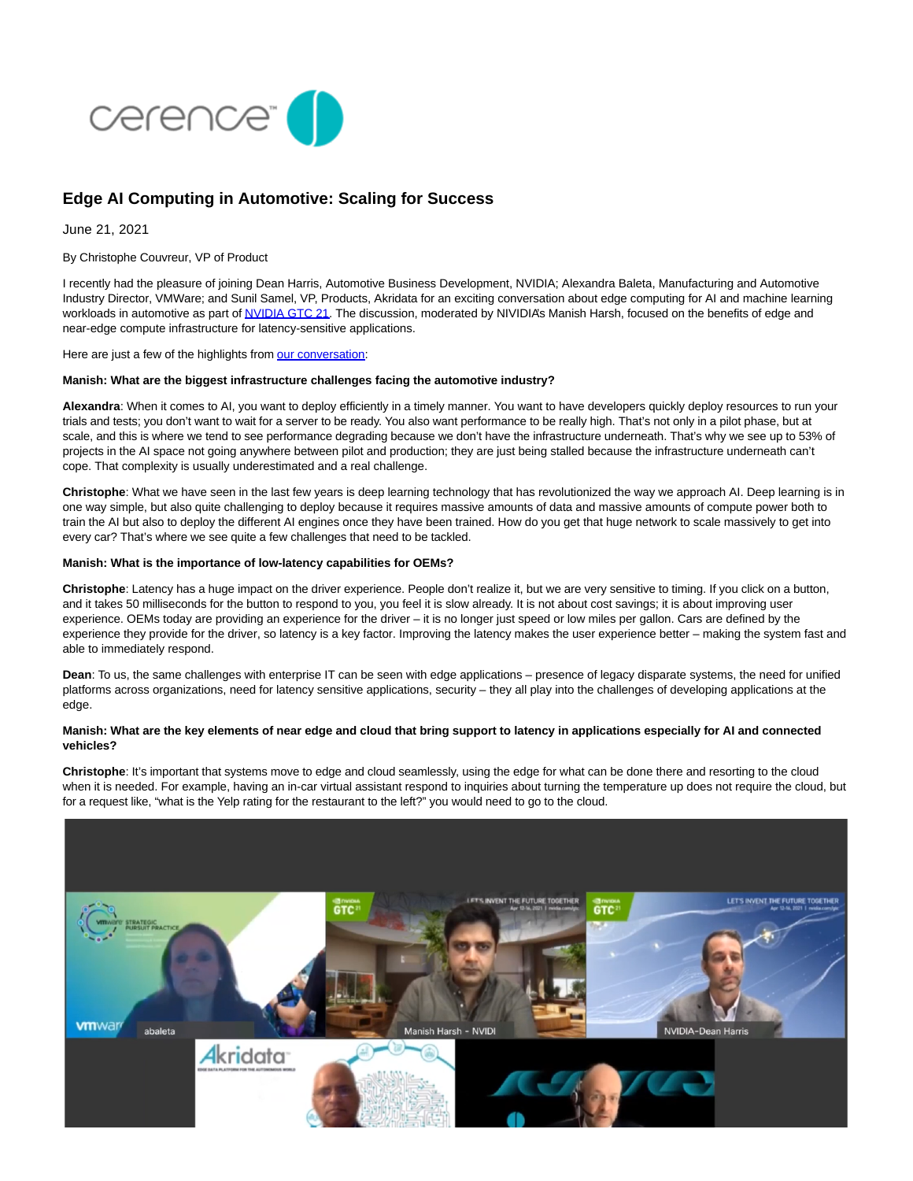# Edge AI Computing in Automotive: Scaling for Success

June 21, 2021

By Christophe Couvreur, VP of Product

I recently had the pleasure of joining Dean Harris, Automotive Business Development, NVIDIA; Alexandra Baleta, Manufacturing and Automotive Industry Director, VMWare; and Sunil Samel, VP, Products, Akridata for an exciting conversation about edge computing for AI and machine learning workloads in automotive as part of NVIDIA GTC 21. The discussion, moderated by NVIDIA's Manish Harsh, focused on the benefits of edge and near-edge compute infrastructure for latency-sensitive applications.

Here are just a few of the highlights from our conversation:

**Manish: What are the biggest infrastructure challenges facing the automotive industry?**

**Alexandra**: When it comes to AI, you want to deploy efficiently in a timely manner. You want to have developers quickly deploy resources to run your trials and tests; you don't want to wait for a server to be ready. You also want performance to be really high. That's not only in a pilot phase, but at scale, and this is where we tend to see performance degrading because we don't have the infrastructure underneath. That's why we see up to 53% of projects in the AI space not going anywhere between pilot and production; they are just being stalled because the infrastructure underneath can't cope. That complexity is usually underestimated and a real challenge.

**Christophe**: What we have seen in the last few years is deep learning technology that has revolutionized the way we approach AI. Deep learning is in one way simple, but also quite challenging to deploy because it requires massive amounts of data and massive amounts of compute power both to train the AI but also to deploy the different AI engines once they have been trained. How do you get that huge network to scale massively to get into every car? That's where we see quite a few challenges that need to be tackled.

**Manish: What is the importance of low-latency capabilities for OEMs?**

**Christophe**: Latency has a huge impact on the driver experience. People don't realize it, but we are very sensitive to timing. If you click on a button, and it takes 50 milliseconds for the button to respond to you, you feel it is slow already. It is not about cost savings; it is about improving user experience. OEMs today are providing an experience for the driver – it is no longer just speed or low miles per gallon. Cars are defined by the experience they provide for the driver, so latency is a key factor. Improving the latency makes the user experience better – making the system fast and able to immediately respond.

**Dean**: To us, the same challenges with enterprise IT can be seen with edge applications – presence of legacy disparate systems, the need for unified platforms across organizations, need for latency sensitive applications, security – they all play into the challenges of developing applications at the edge.

**Manish: What are the key elements of near edge and cloud that bring support to latency in applications especially for AI and connected vehicles?**

**Christophe**: It's important that systems move to edge and cloud seamlessly, using the edge for what can be done there and resorting to the cloud when it is needed. For example, having an in-car virtual assistant respond to inquiries about turning the temperature up does not require the cloud, but for a request like, "what is the Yelp rating for the restaurant to the left?" you would need to go to the cloud.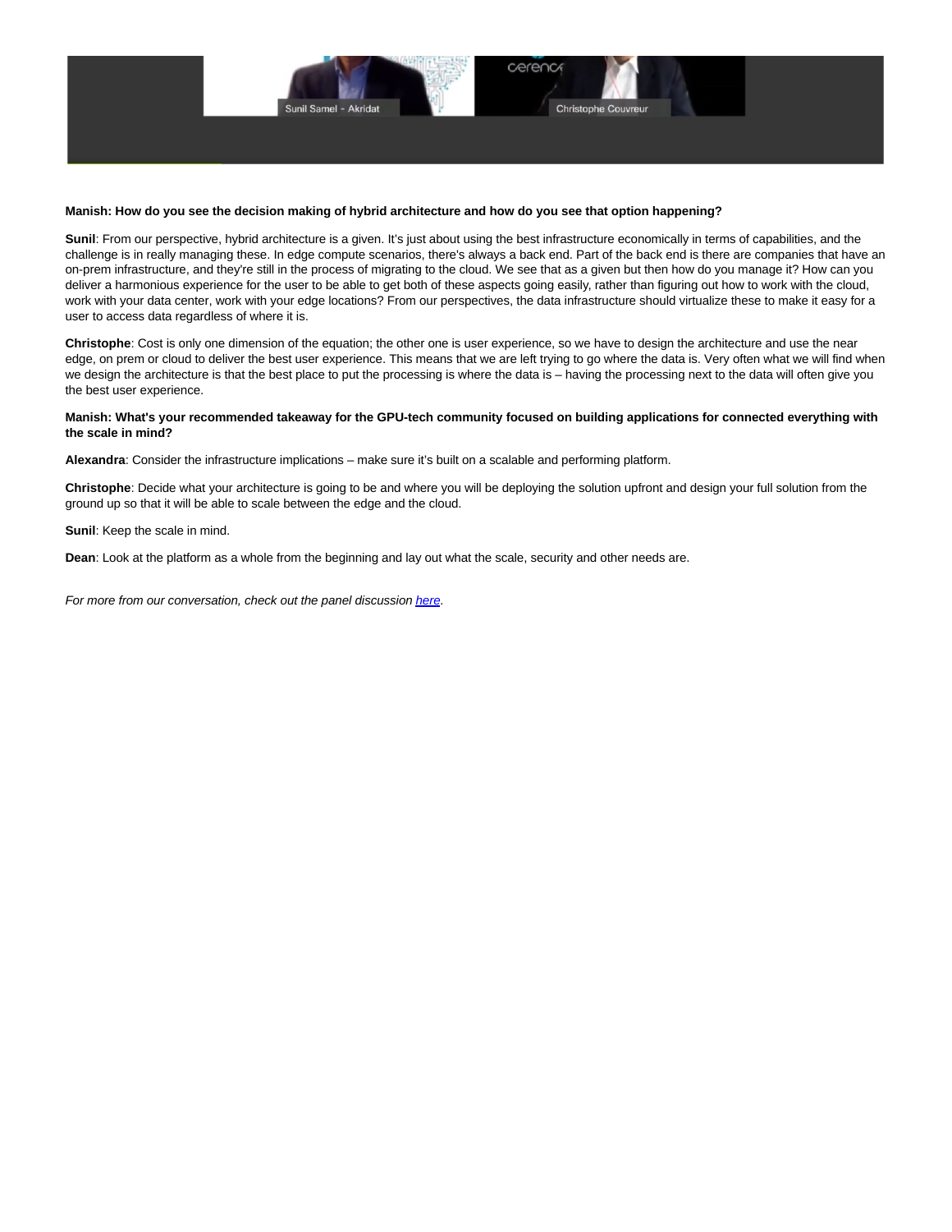**Manish: How do you see the decision making of hybrid architecture and how do you see that option happening?**

**Sunil**: From our perspective, hybrid architecture is a given. It's just about using the best infrastructure economically in terms of capabilities, and the challenge is in really managing these. In edge compute scenarios, there's always a back end. Part of the back end is there are companies that have an on-prem infrastructure, and they're still in the process of migrating to the cloud. We see that as a given but then how do you manage it? How can you deliver a harmonious experience for the user to be able to get both of these aspects going easily, rather than figuring out how to work with the cloud, work with your data center, work with your edge locations? From our perspectives, the data infrastructure should virtualize these to make it easy for a user to access data regardless of where it is.

**Christophe**: Cost is only one dimension of the equation; the other one is user experience, so we have to design the architecture and use the near edge, on prem or cloud to deliver the best user experience. This means that we are left trying to go where the data is. Very often what we will find when we design the architecture is that the best place to put the processing is where the data is – having the processing next to the data will often give you the best user experience.

**Manish: What's your recommended takeaway for the GPU-tech community focused on building applications for connected everything with the scale in mind?**

**Alexandra**: Consider the infrastructure implications – make sure it's built on a scalable and performing platform.

**Christophe**: Decide what your architecture is going to be and where you will be deploying the solution upfront and design your full solution from the ground up so that it will be able to scale between the edge and the cloud.

**Sunil**: Keep the scale in mind.

**Dean**: Look at the platform as a whole from the beginning and lay out what the scale, security and other needs are.

*For more from our conversation, check out the panel discussion [here](#).*